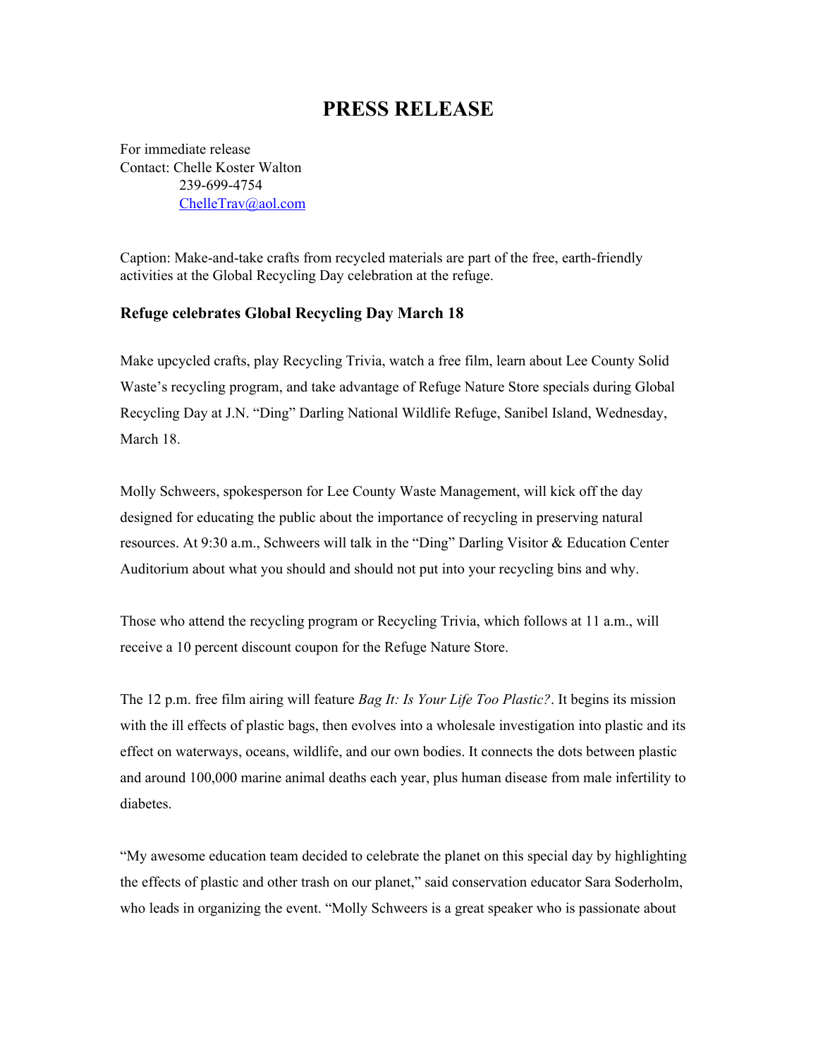# PRESS RELEASE

For immediate release
Contact: Chelle Koster Walton
239-699-4754
ChelleTrav@aol.com

Caption: Make-and-take crafts from recycled materials are part of the free, earth-friendly activities at the Global Recycling Day celebration at the refuge.

### Refuge celebrates Global Recycling Day March 18

Make upcycled crafts, play Recycling Trivia, watch a free film, learn about Lee County Solid Waste's recycling program, and take advantage of Refuge Nature Store specials during Global Recycling Day at J.N. "Ding" Darling National Wildlife Refuge, Sanibel Island, Wednesday, March 18.

Molly Schweers, spokesperson for Lee County Waste Management, will kick off the day designed for educating the public about the importance of recycling in preserving natural resources. At 9:30 a.m., Schweers will talk in the "Ding" Darling Visitor & Education Center Auditorium about what you should and should not put into your recycling bins and why.

Those who attend the recycling program or Recycling Trivia, which follows at 11 a.m., will receive a 10 percent discount coupon for the Refuge Nature Store.

The 12 p.m. free film airing will feature *Bag It: Is Your Life Too Plastic?*. It begins its mission with the ill effects of plastic bags, then evolves into a wholesale investigation into plastic and its effect on waterways, oceans, wildlife, and our own bodies. It connects the dots between plastic and around 100,000 marine animal deaths each year, plus human disease from male infertility to diabetes.

"My awesome education team decided to celebrate the planet on this special day by highlighting the effects of plastic and other trash on our planet," said conservation educator Sara Soderholm, who leads in organizing the event. "Molly Schweers is a great speaker who is passionate about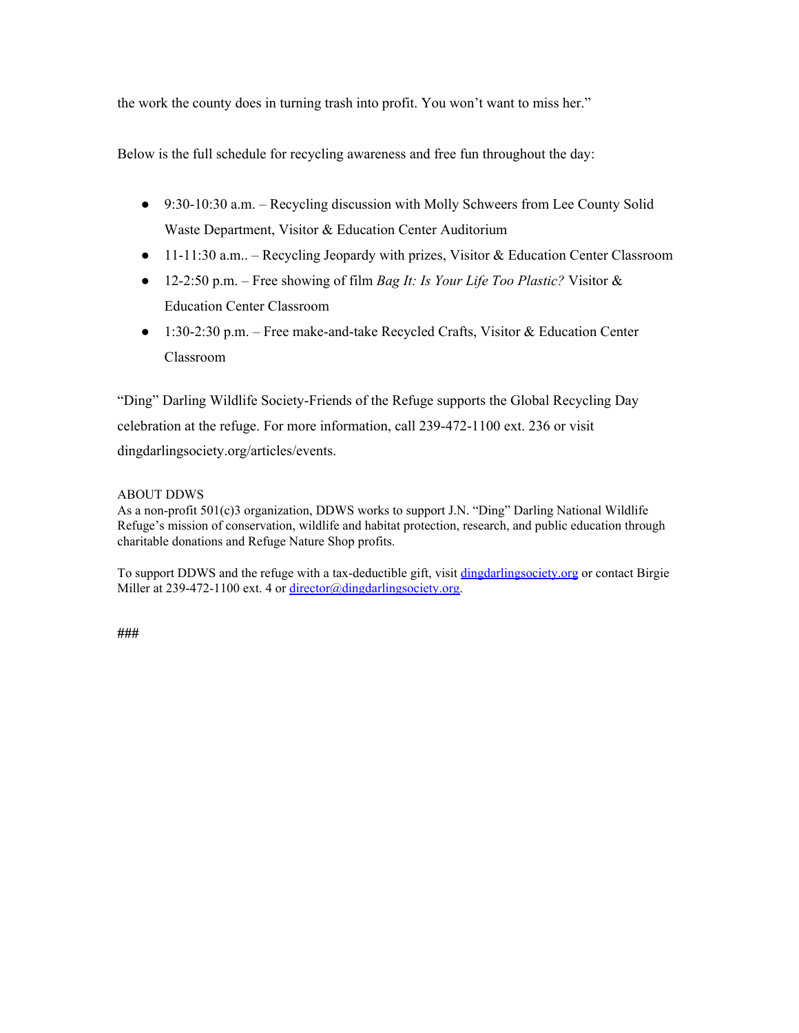the work the county does in turning trash into profit. You won't want to miss her."

Below is the full schedule for recycling awareness and free fun throughout the day:

- 9:30-10:30 a.m. – Recycling discussion with Molly Schweers from Lee County Solid Waste Department, Visitor & Education Center Auditorium
- 11-11:30 a.m.. – Recycling Jeopardy with prizes, Visitor & Education Center Classroom
- 12-2:50 p.m. – Free showing of film *Bag It: Is Your Life Too Plastic?* Visitor & Education Center Classroom
- 1:30-2:30 p.m. – Free make-and-take Recycled Crafts, Visitor & Education Center Classroom

"Ding" Darling Wildlife Society-Friends of the Refuge supports the Global Recycling Day celebration at the refuge. For more information, call 239-472-1100 ext. 236 or visit dingdarlingsociety.org/articles/events.

ABOUT DDWS

As a non-profit 501(c)3 organization, DDWS works to support J.N. "Ding" Darling National Wildlife Refuge's mission of conservation, wildlife and habitat protection, research, and public education through charitable donations and Refuge Nature Shop profits.

To support DDWS and the refuge with a tax-deductible gift, visit [dingdarlingsociety.org](dingdarlingsociety.org) or contact Birgie Miller at 239-472-1100 ext. 4 or [director@dingdarlingsociety.org](mailto:director@dingdarlingsociety.org).

###